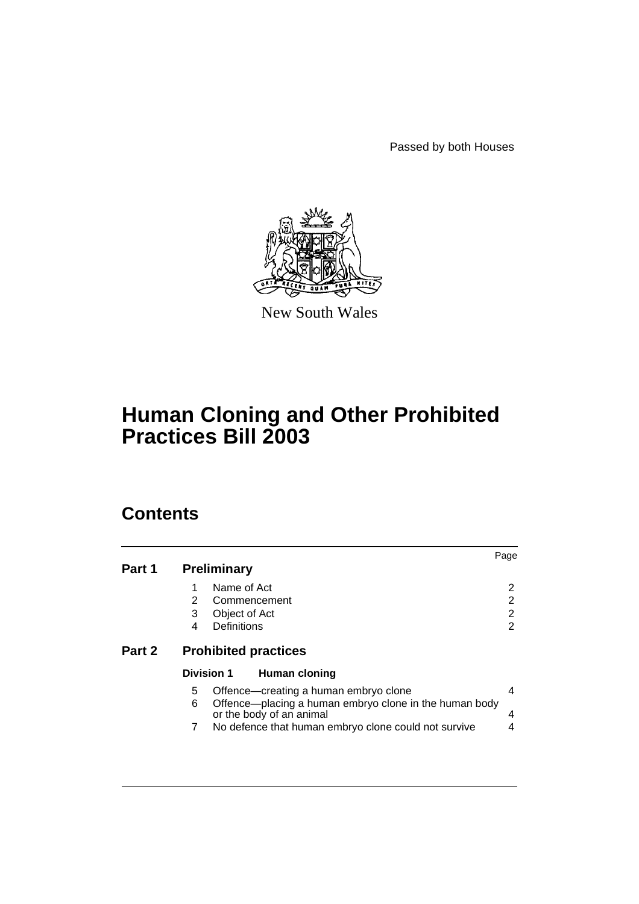Passed by both Houses

New South Wales

# Human Cloning and Other Prohibited Practices Bill 2003

## Contents

| | | | Page |
|---|---|---|---|
| **Part 1** | **Preliminary** | | |
| | 1 | Name of Act | 2 |
| | 2 | Commencement | 2 |
| | 3 | Object of Act | 2 |
| | 4 | Definitions | 2 |
| **Part 2** | **Prohibited practices** | | |
| | **Division 1** | **Human cloning** | |
| | 5 | Offence—creating a human embryo clone | 4 |
| | 6 | Offence—placing a human embryo clone in the human body or the body of an animal | 4 |
| | 7 | No defence that human embryo clone could not survive | 4 |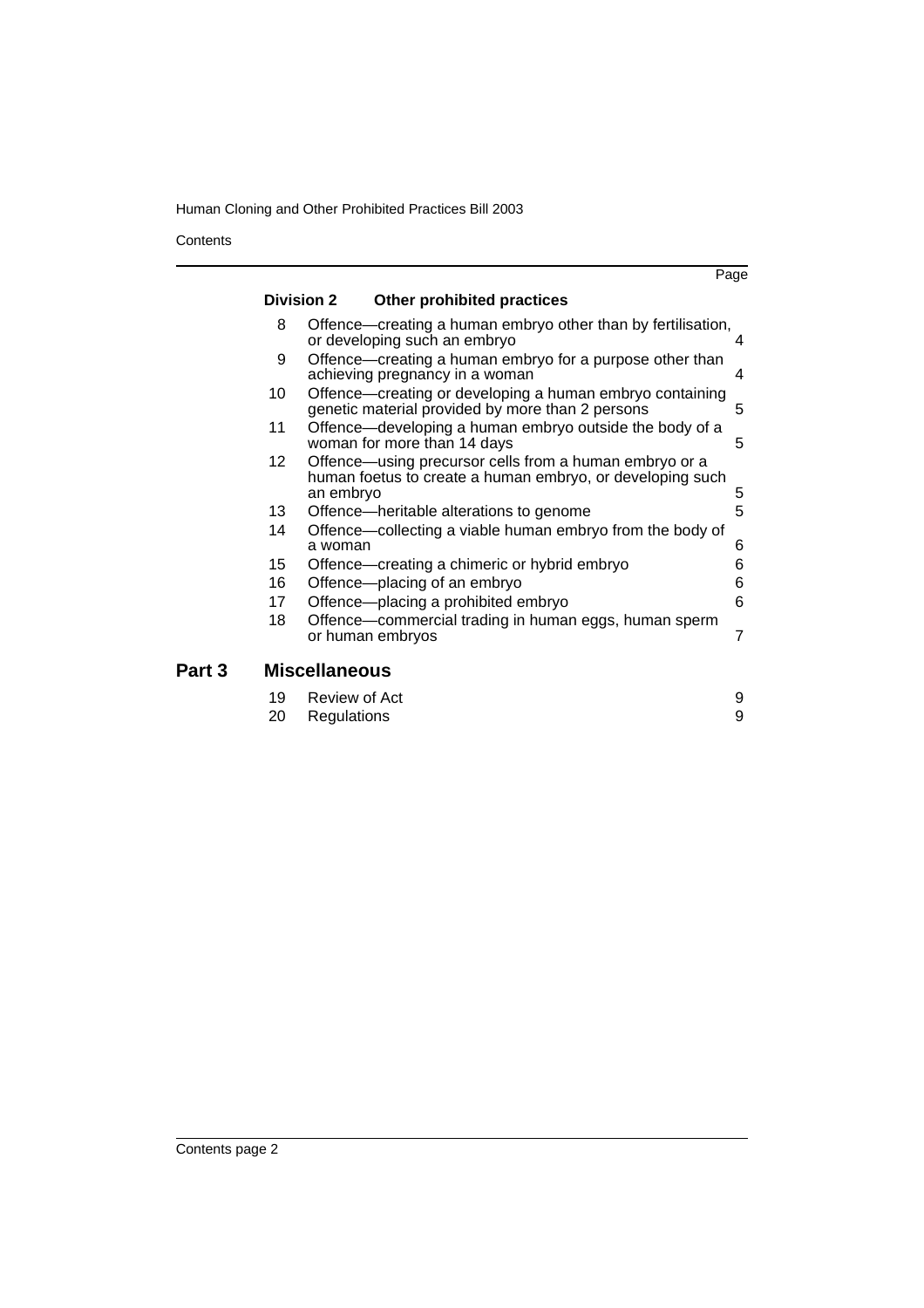| | | Page |
|---|---|---|
| **Division 2** | **Other prohibited practices** | |
| 8 | Offence—creating a human embryo other than by fertilisation, or developing such an embryo | 4 |
| 9 | Offence—creating a human embryo for a purpose other than achieving pregnancy in a woman | 4 |
| 10 | Offence—creating or developing a human embryo containing genetic material provided by more than 2 persons | 5 |
| 11 | Offence—developing a human embryo outside the body of a woman for more than 14 days | 5 |
| 12 | Offence—using precursor cells from a human embryo or a human foetus to create a human embryo, or developing such an embryo | 5 |
| 13 | Offence—heritable alterations to genome | 5 |
| 14 | Offence—collecting a viable human embryo from the body of a woman | 6 |
| 15 | Offence—creating a chimeric or hybrid embryo | 6 |
| 16 | Offence—placing of an embryo | 6 |
| 17 | Offence—placing a prohibited embryo | 6 |
| 18 | Offence—commercial trading in human eggs, human sperm or human embryos | 7 |

## Part 3 Miscellaneous

| | | |
|---|---|---|
| 19 | Review of Act | 9 |
| 20 | Regulations | 9 |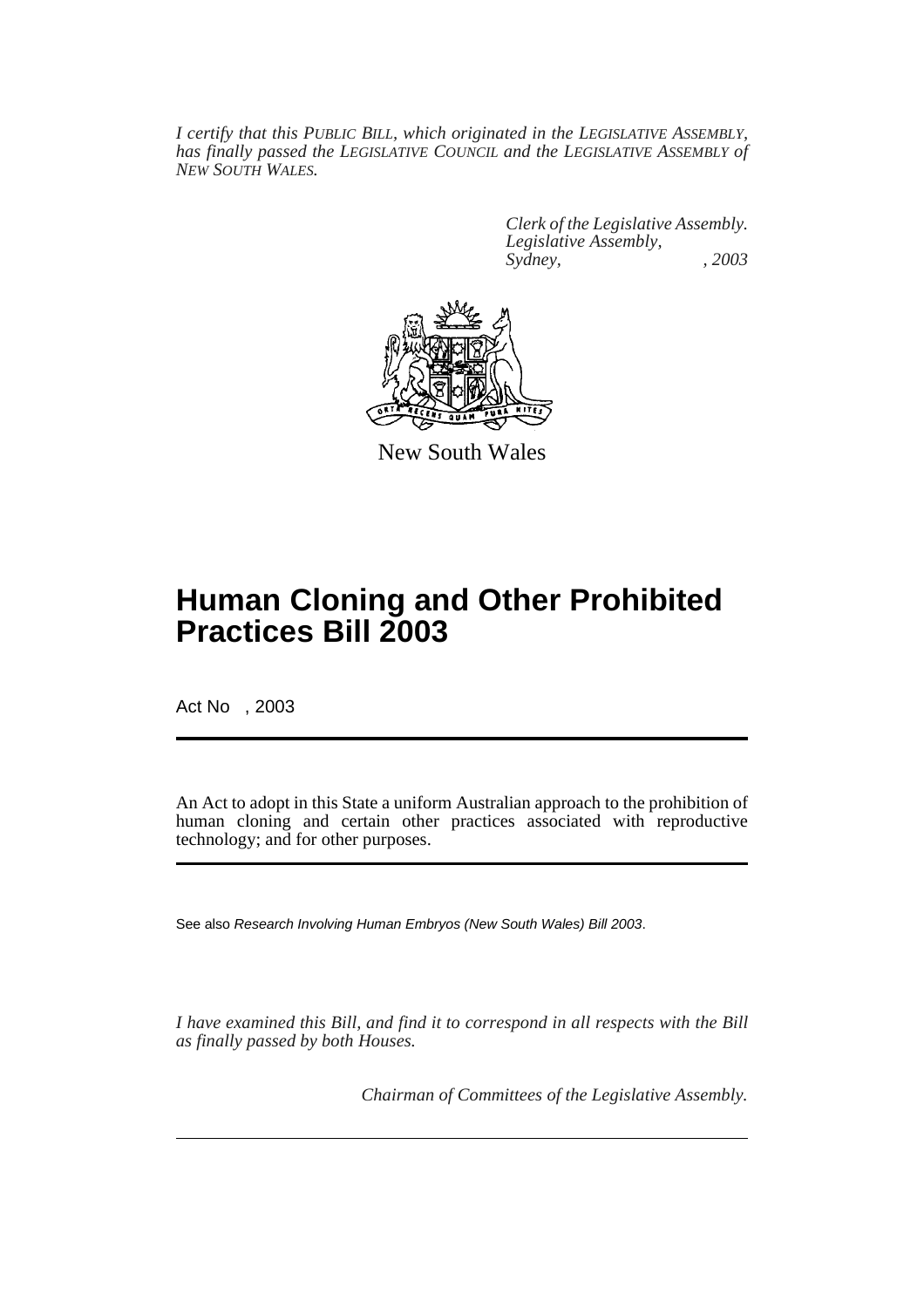*I certify that this PUBLIC BILL, which originated in the LEGISLATIVE ASSEMBLY, has finally passed the LEGISLATIVE COUNCIL and the LEGISLATIVE ASSEMBLY of NEW SOUTH WALES.*

*Clerk of the Legislative Assembly.*
*Legislative Assembly,*
*Sydney, , 2003*

New South Wales

# Human Cloning and Other Prohibited Practices Bill 2003

Act No , 2003

An Act to adopt in this State a uniform Australian approach to the prohibition of human cloning and certain other practices associated with reproductive technology; and for other purposes.

See also *Research Involving Human Embryos (New South Wales) Bill 2003*.

*I have examined this Bill, and find it to correspond in all respects with the Bill as finally passed by both Houses.*

*Chairman of Committees of the Legislative Assembly.*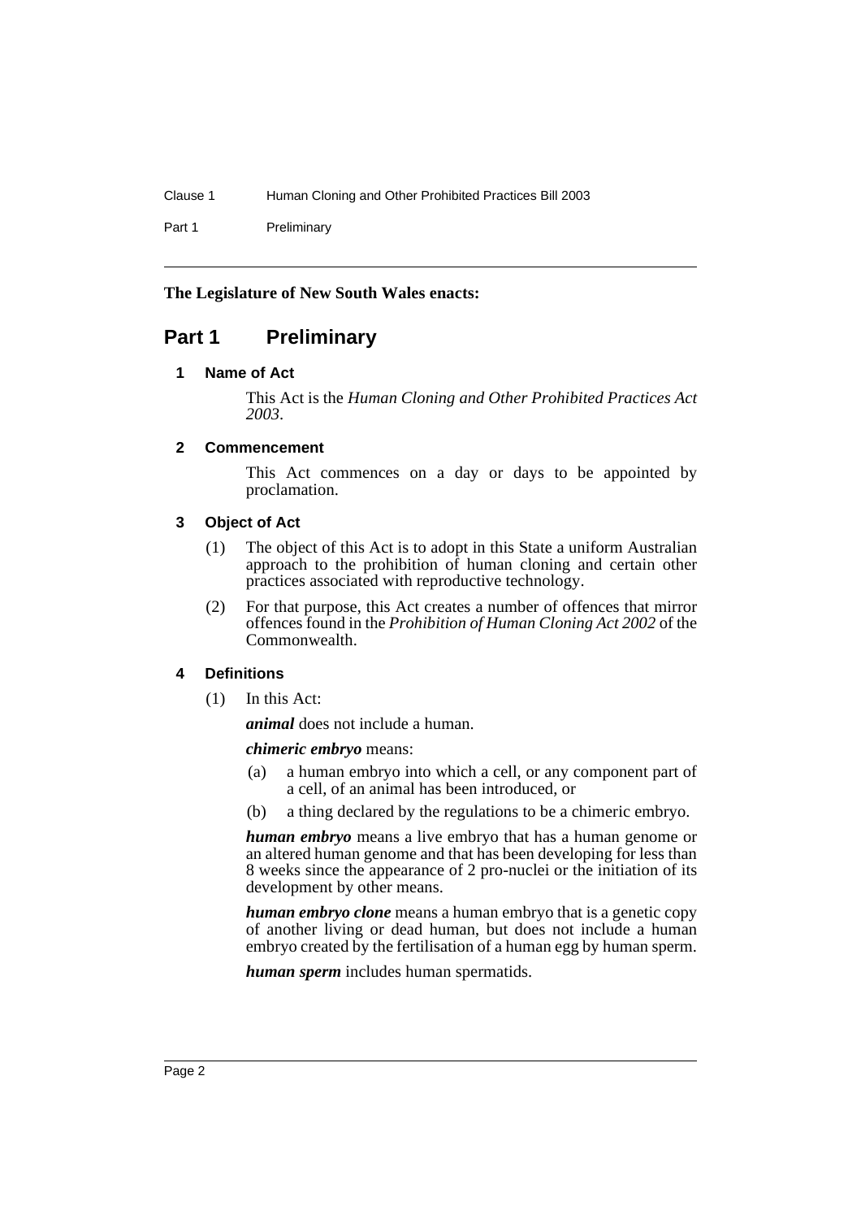**The Legislature of New South Wales enacts:**

# Part 1 Preliminary

## 1 Name of Act

This Act is the *Human Cloning and Other Prohibited Practices Act 2003*.

## 2 Commencement

This Act commences on a day or days to be appointed by proclamation.

## 3 Object of Act

(1) The object of this Act is to adopt in this State a uniform Australian approach to the prohibition of human cloning and certain other practices associated with reproductive technology.

(2) For that purpose, this Act creates a number of offences that mirror offences found in the *Prohibition of Human Cloning Act 2002* of the Commonwealth.

## 4 Definitions

(1) In this Act:

***animal*** does not include a human.

***chimeric embryo*** means:

(a) a human embryo into which a cell, or any component part of a cell, of an animal has been introduced, or

(b) a thing declared by the regulations to be a chimeric embryo.

***human embryo*** means a live embryo that has a human genome or an altered human genome and that has been developing for less than 8 weeks since the appearance of 2 pro-nuclei or the initiation of its development by other means.

***human embryo clone*** means a human embryo that is a genetic copy of another living or dead human, but does not include a human embryo created by the fertilisation of a human egg by human sperm.

***human sperm*** includes human spermatids.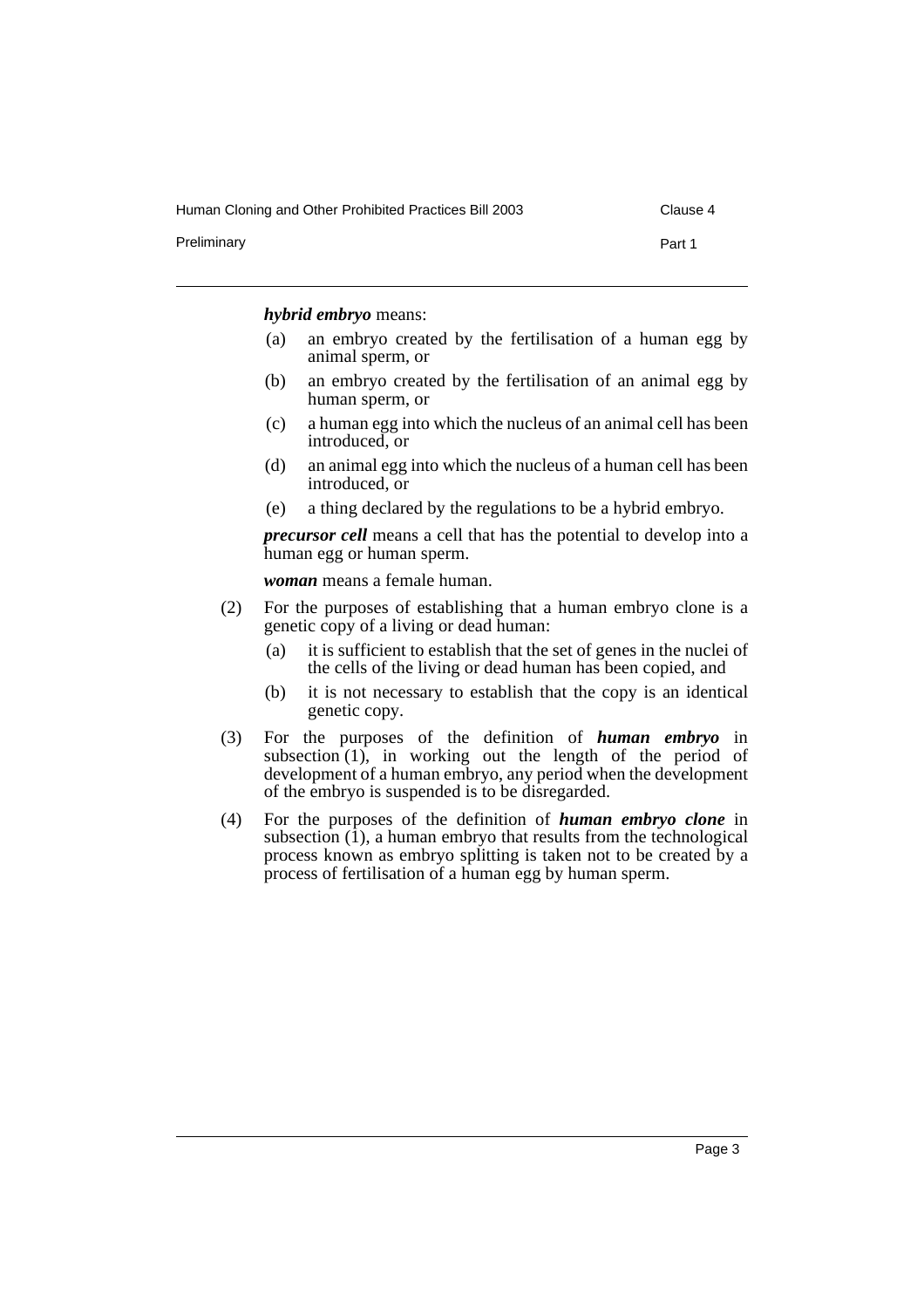***hybrid embryo*** means:

(a) an embryo created by the fertilisation of a human egg by animal sperm, or

(b) an embryo created by the fertilisation of an animal egg by human sperm, or

(c) a human egg into which the nucleus of an animal cell has been introduced, or

(d) an animal egg into which the nucleus of a human cell has been introduced, or

(e) a thing declared by the regulations to be a hybrid embryo.

***precursor cell*** means a cell that has the potential to develop into a human egg or human sperm.

***woman*** means a female human.

(2) For the purposes of establishing that a human embryo clone is a genetic copy of a living or dead human:

(a) it is sufficient to establish that the set of genes in the nuclei of the cells of the living or dead human has been copied, and

(b) it is not necessary to establish that the copy is an identical genetic copy.

(3) For the purposes of the definition of ***human embryo*** in subsection (1), in working out the length of the period of development of a human embryo, any period when the development of the embryo is suspended is to be disregarded.

(4) For the purposes of the definition of ***human embryo clone*** in subsection (1), a human embryo that results from the technological process known as embryo splitting is taken not to be created by a process of fertilisation of a human egg by human sperm.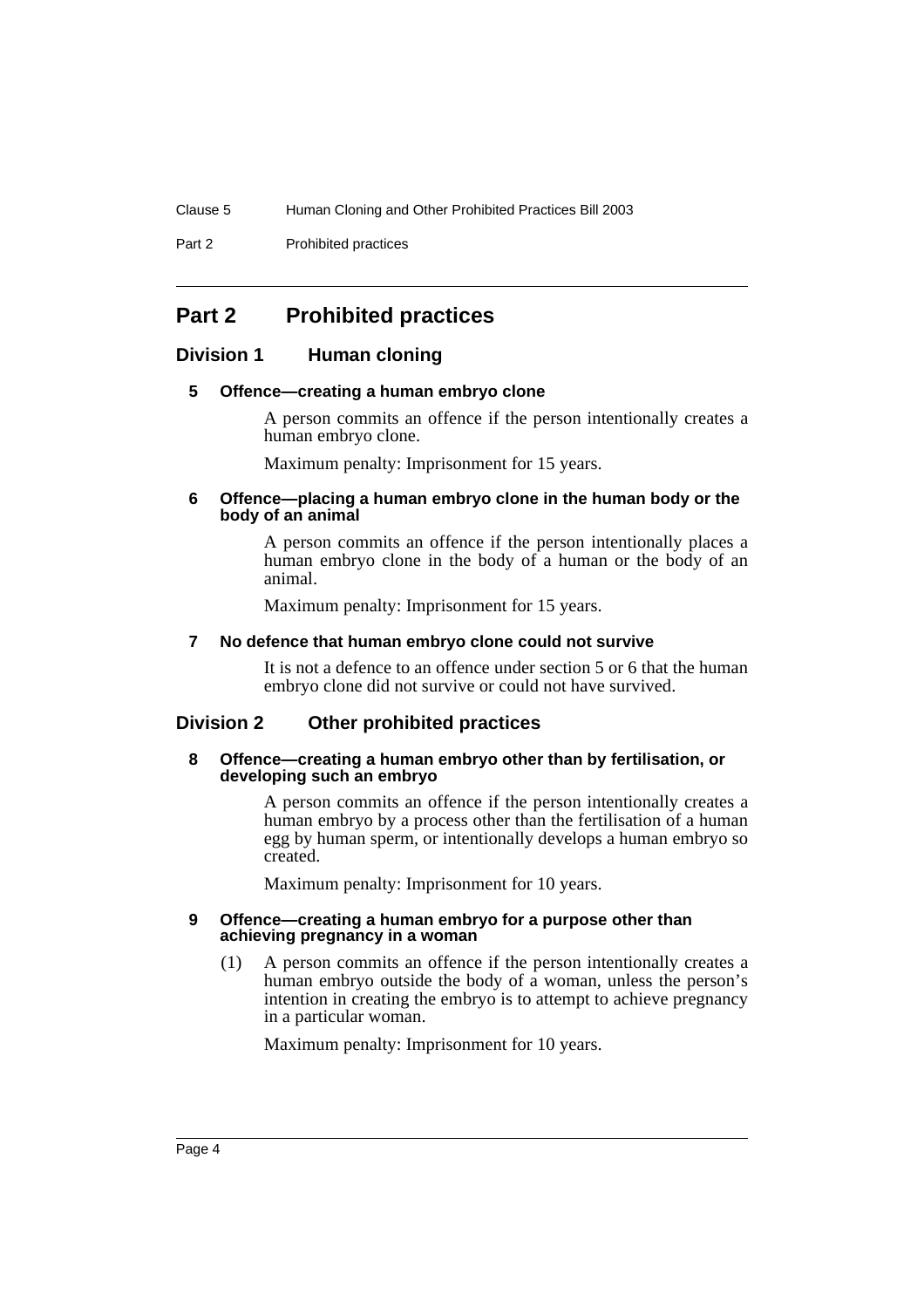# Part 2 Prohibited practices

## Division 1 Human cloning

### 5 Offence—creating a human embryo clone

A person commits an offence if the person intentionally creates a human embryo clone.

Maximum penalty: Imprisonment for 15 years.

### 6 Offence—placing a human embryo clone in the human body or the body of an animal

A person commits an offence if the person intentionally places a human embryo clone in the body of a human or the body of an animal.

Maximum penalty: Imprisonment for 15 years.

### 7 No defence that human embryo clone could not survive

It is not a defence to an offence under section 5 or 6 that the human embryo clone did not survive or could not have survived.

## Division 2 Other prohibited practices

### 8 Offence—creating a human embryo other than by fertilisation, or developing such an embryo

A person commits an offence if the person intentionally creates a human embryo by a process other than the fertilisation of a human egg by human sperm, or intentionally develops a human embryo so created.

Maximum penalty: Imprisonment for 10 years.

### 9 Offence—creating a human embryo for a purpose other than achieving pregnancy in a woman

(1) A person commits an offence if the person intentionally creates a human embryo outside the body of a woman, unless the person's intention in creating the embryo is to attempt to achieve pregnancy in a particular woman.

Maximum penalty: Imprisonment for 10 years.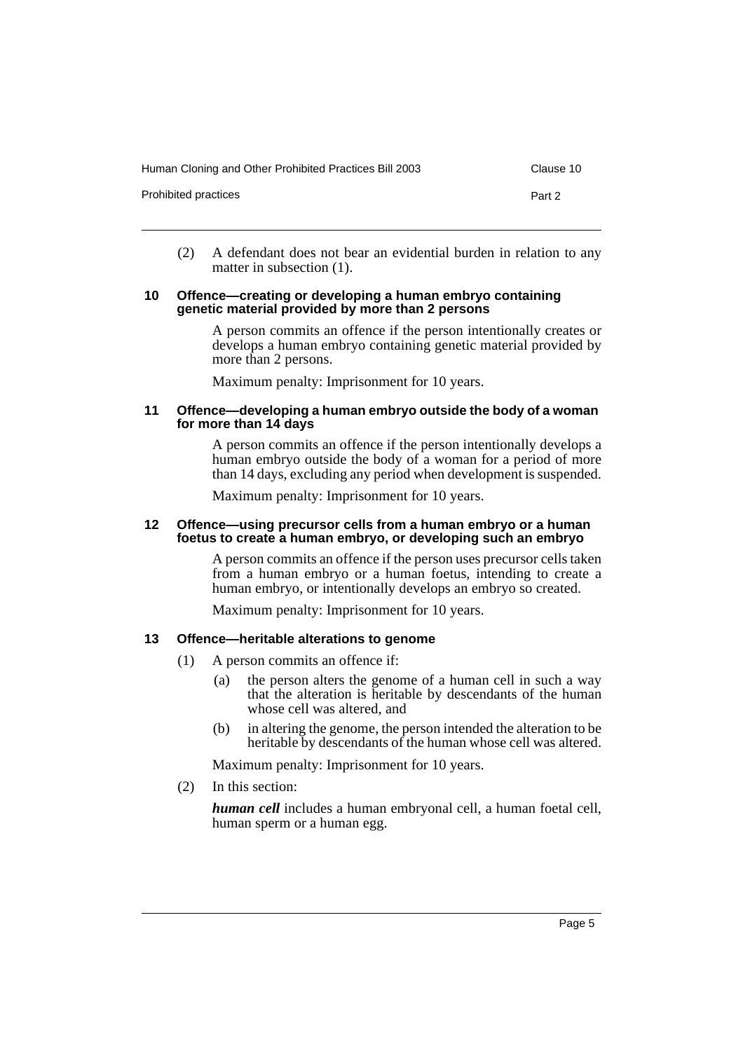(2) A defendant does not bear an evidential burden in relation to any matter in subsection (1).

### 10 Offence—creating or developing a human embryo containing genetic material provided by more than 2 persons

A person commits an offence if the person intentionally creates or develops a human embryo containing genetic material provided by more than 2 persons.

Maximum penalty: Imprisonment for 10 years.

### 11 Offence—developing a human embryo outside the body of a woman for more than 14 days

A person commits an offence if the person intentionally develops a human embryo outside the body of a woman for a period of more than 14 days, excluding any period when development is suspended.

Maximum penalty: Imprisonment for 10 years.

### 12 Offence—using precursor cells from a human embryo or a human foetus to create a human embryo, or developing such an embryo

A person commits an offence if the person uses precursor cells taken from a human embryo or a human foetus, intending to create a human embryo, or intentionally develops an embryo so created.

Maximum penalty: Imprisonment for 10 years.

### 13 Offence—heritable alterations to genome

(1) A person commits an offence if:

- (a) the person alters the genome of a human cell in such a way that the alteration is heritable by descendants of the human whose cell was altered, and
- (b) in altering the genome, the person intended the alteration to be heritable by descendants of the human whose cell was altered.

Maximum penalty: Imprisonment for 10 years.

(2) In this section:

***human cell*** includes a human embryonal cell, a human foetal cell, human sperm or a human egg.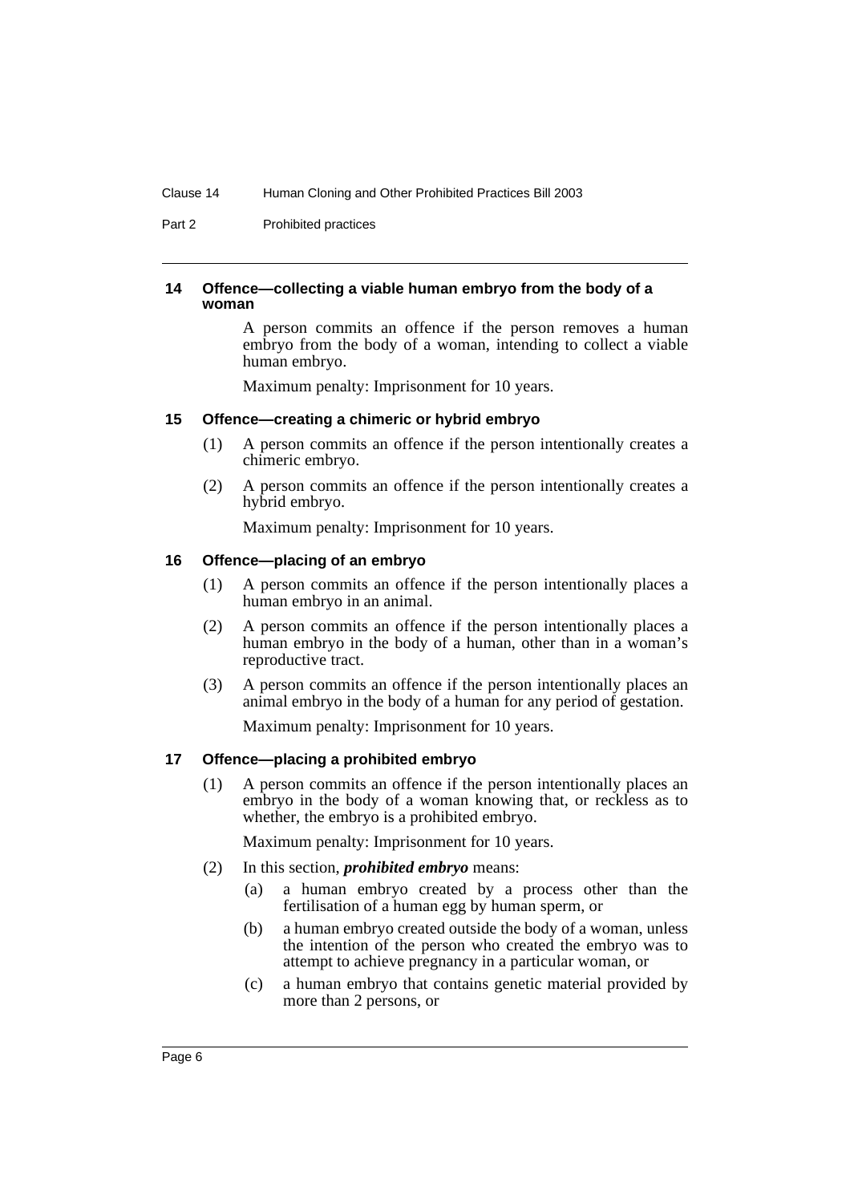#### 14 Offence—collecting a viable human embryo from the body of a woman

A person commits an offence if the person removes a human embryo from the body of a woman, intending to collect a viable human embryo.

Maximum penalty: Imprisonment for 10 years.

#### 15 Offence—creating a chimeric or hybrid embryo

(1) A person commits an offence if the person intentionally creates a chimeric embryo.

(2) A person commits an offence if the person intentionally creates a hybrid embryo.

Maximum penalty: Imprisonment for 10 years.

#### 16 Offence—placing of an embryo

(1) A person commits an offence if the person intentionally places a human embryo in an animal.

(2) A person commits an offence if the person intentionally places a human embryo in the body of a human, other than in a woman's reproductive tract.

(3) A person commits an offence if the person intentionally places an animal embryo in the body of a human for any period of gestation.

Maximum penalty: Imprisonment for 10 years.

#### 17 Offence—placing a prohibited embryo

(1) A person commits an offence if the person intentionally places an embryo in the body of a woman knowing that, or reckless as to whether, the embryo is a prohibited embryo.

Maximum penalty: Imprisonment for 10 years.

(2) In this section, ***prohibited embryo*** means:

(a) a human embryo created by a process other than the fertilisation of a human egg by human sperm, or

(b) a human embryo created outside the body of a woman, unless the intention of the person who created the embryo was to attempt to achieve pregnancy in a particular woman, or

(c) a human embryo that contains genetic material provided by more than 2 persons, or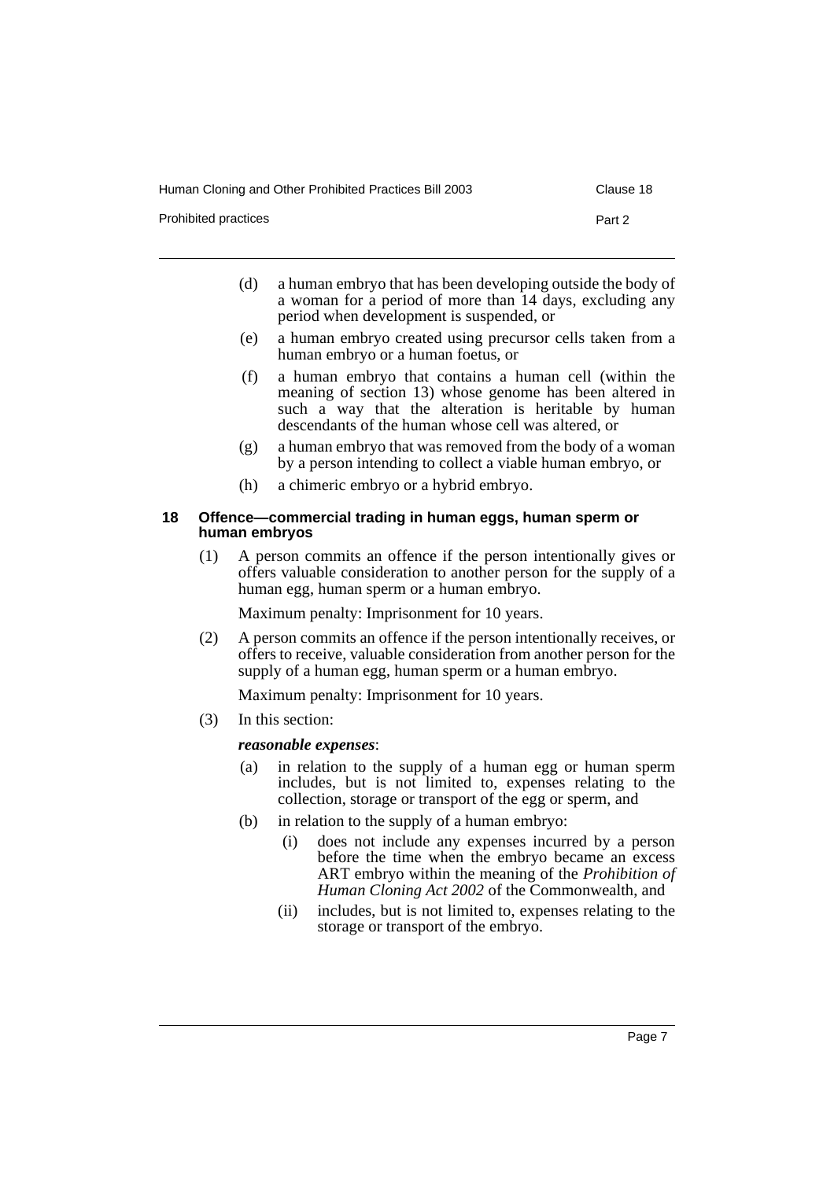(d) a human embryo that has been developing outside the body of a woman for a period of more than 14 days, excluding any period when development is suspended, or

(e) a human embryo created using precursor cells taken from a human embryo or a human foetus, or

(f) a human embryo that contains a human cell (within the meaning of section 13) whose genome has been altered in such a way that the alteration is heritable by human descendants of the human whose cell was altered, or

(g) a human embryo that was removed from the body of a woman by a person intending to collect a viable human embryo, or

(h) a chimeric embryo or a hybrid embryo.

### 18 Offence—commercial trading in human eggs, human sperm or human embryos

(1) A person commits an offence if the person intentionally gives or offers valuable consideration to another person for the supply of a human egg, human sperm or a human embryo.

Maximum penalty: Imprisonment for 10 years.

(2) A person commits an offence if the person intentionally receives, or offers to receive, valuable consideration from another person for the supply of a human egg, human sperm or a human embryo.

Maximum penalty: Imprisonment for 10 years.

(3) In this section:

***reasonable expenses***:

(a) in relation to the supply of a human egg or human sperm includes, but is not limited to, expenses relating to the collection, storage or transport of the egg or sperm, and

(b) in relation to the supply of a human embryo:

(i) does not include any expenses incurred by a person before the time when the embryo became an excess ART embryo within the meaning of the *Prohibition of Human Cloning Act 2002* of the Commonwealth, and

(ii) includes, but is not limited to, expenses relating to the storage or transport of the embryo.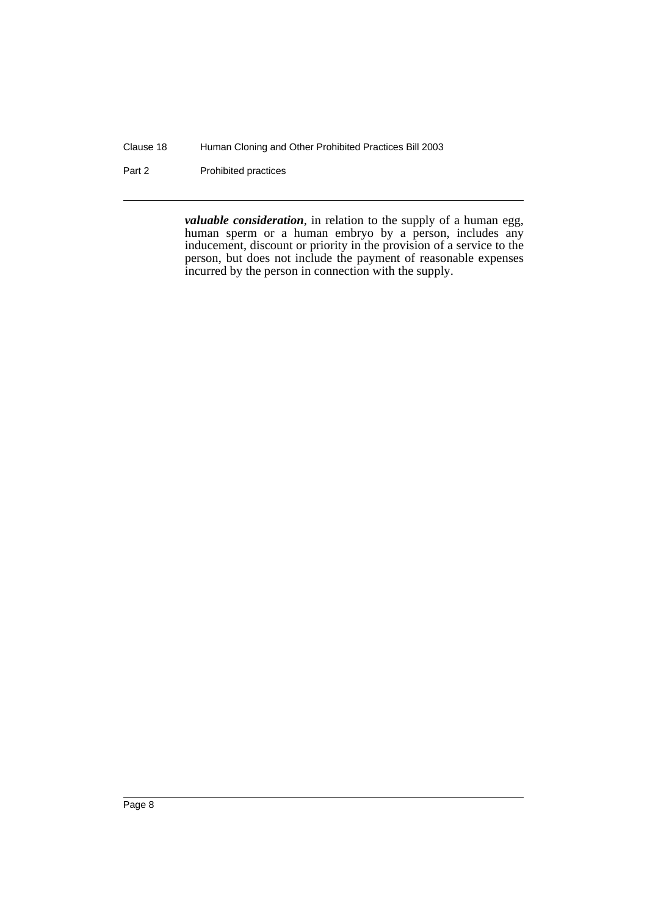***valuable consideration***, in relation to the supply of a human egg, human sperm or a human embryo by a person, includes any inducement, discount or priority in the provision of a service to the person, but does not include the payment of reasonable expenses incurred by the person in connection with the supply.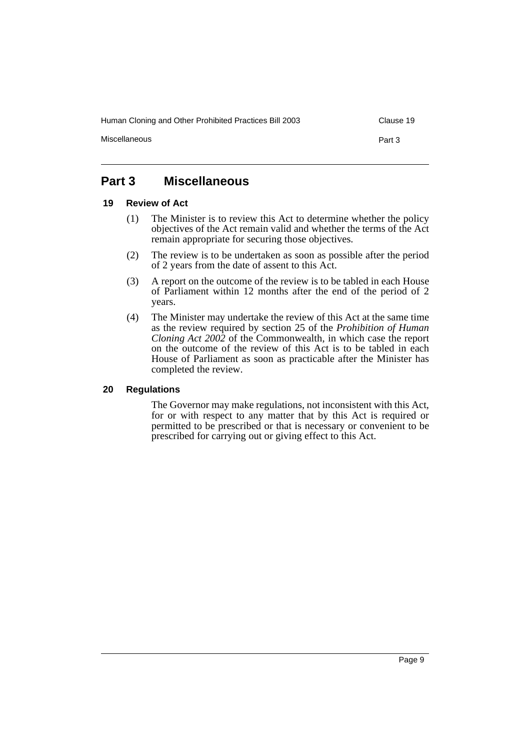## Part 3 Miscellaneous

### 19 Review of Act

(1) The Minister is to review this Act to determine whether the policy objectives of the Act remain valid and whether the terms of the Act remain appropriate for securing those objectives.

(2) The review is to be undertaken as soon as possible after the period of 2 years from the date of assent to this Act.

(3) A report on the outcome of the review is to be tabled in each House of Parliament within 12 months after the end of the period of 2 years.

(4) The Minister may undertake the review of this Act at the same time as the review required by section 25 of the *Prohibition of Human Cloning Act 2002* of the Commonwealth, in which case the report on the outcome of the review of this Act is to be tabled in each House of Parliament as soon as practicable after the Minister has completed the review.

### 20 Regulations

The Governor may make regulations, not inconsistent with this Act, for or with respect to any matter that by this Act is required or permitted to be prescribed or that is necessary or convenient to be prescribed for carrying out or giving effect to this Act.